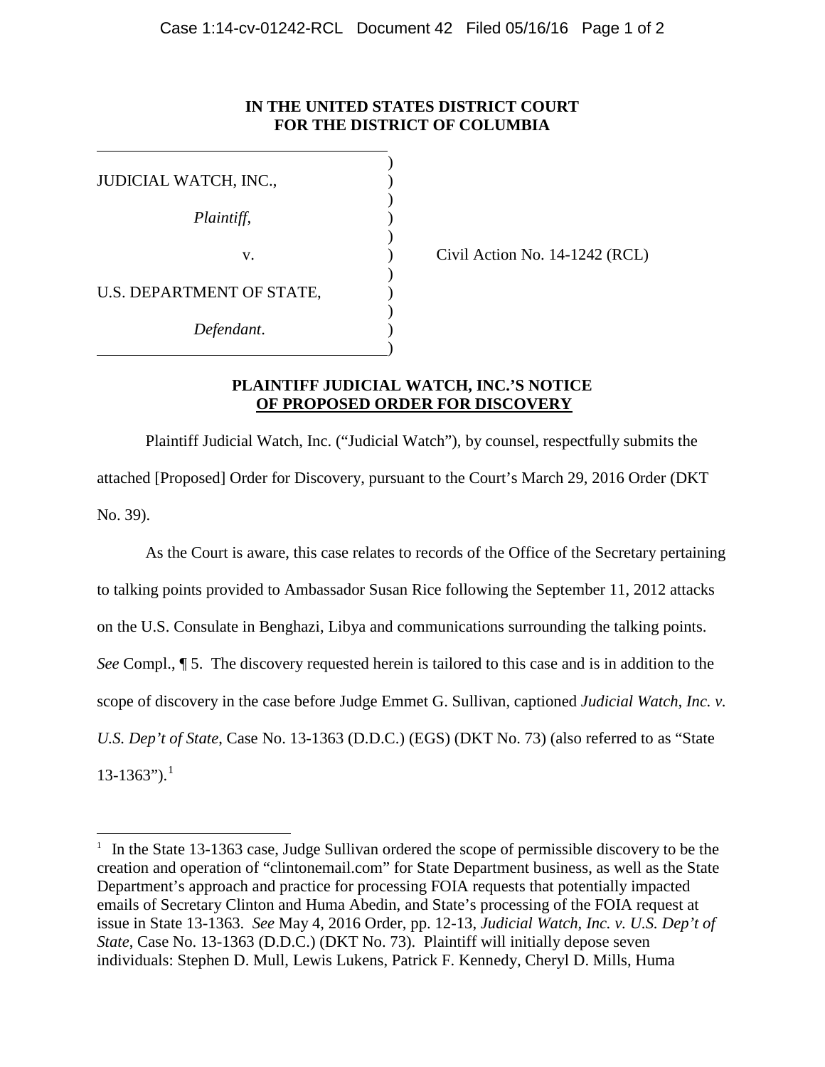**IN THE UNITED STATES DISTRICT COURT**
**FOR THE DISTRICT OF COLUMBIA**

| | |
|---|---|
| JUDICIAL WATCH, INC., | ) |
| *Plaintiff*, | ) |
| v. | ) Civil Action No. 14-1242 (RCL) |
| U.S. DEPARTMENT OF STATE, | ) |
| *Defendant*. | ) |

**PLAINTIFF JUDICIAL WATCH, INC.'S NOTICE OF PROPOSED ORDER FOR DISCOVERY**

Plaintiff Judicial Watch, Inc. ("Judicial Watch"), by counsel, respectfully submits the attached [Proposed] Order for Discovery, pursuant to the Court's March 29, 2016 Order (DKT No. 39).

As the Court is aware, this case relates to records of the Office of the Secretary pertaining to talking points provided to Ambassador Susan Rice following the September 11, 2012 attacks on the U.S. Consulate in Benghazi, Libya and communications surrounding the talking points. *See* Compl., ¶ 5. The discovery requested herein is tailored to this case and is in addition to the scope of discovery in the case before Judge Emmet G. Sullivan, captioned *Judicial Watch, Inc. v. U.S. Dep't of State*, Case No. 13-1363 (D.D.C.) (EGS) (DKT No. 73) (also referred to as "State 13-1363").[1]

[1] In the State 13-1363 case, Judge Sullivan ordered the scope of permissible discovery to be the creation and operation of "clintonemail.com" for State Department business, as well as the State Department's approach and practice for processing FOIA requests that potentially impacted emails of Secretary Clinton and Huma Abedin, and State's processing of the FOIA request at issue in State 13-1363. *See* May 4, 2016 Order, pp. 12-13, *Judicial Watch, Inc. v. U.S. Dep't of State*, Case No. 13-1363 (D.D.C.) (DKT No. 73). Plaintiff will initially depose seven individuals: Stephen D. Mull, Lewis Lukens, Patrick F. Kennedy, Cheryl D. Mills, Huma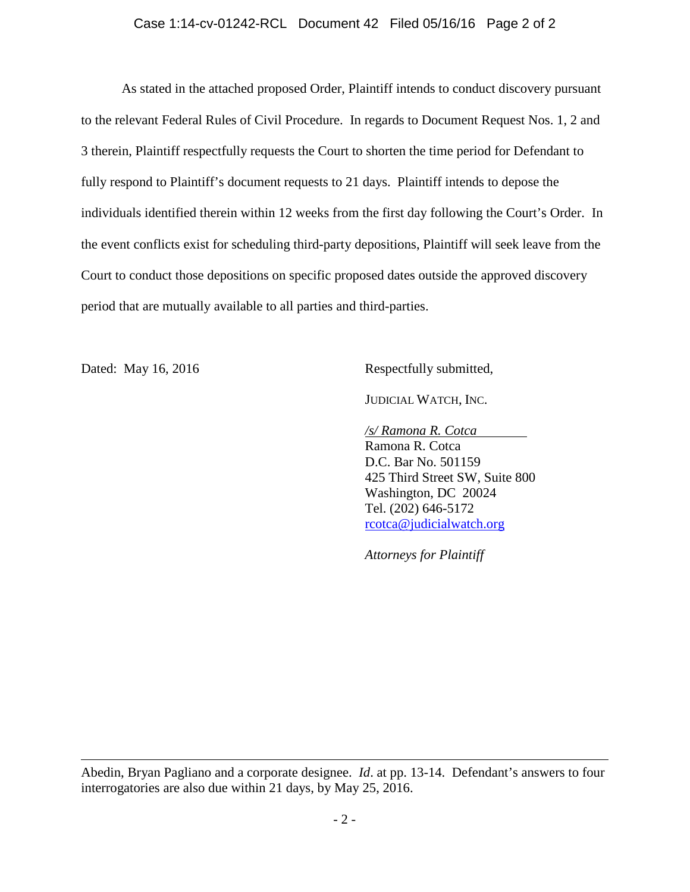As stated in the attached proposed Order, Plaintiff intends to conduct discovery pursuant to the relevant Federal Rules of Civil Procedure. In regards to Document Request Nos. 1, 2 and 3 therein, Plaintiff respectfully requests the Court to shorten the time period for Defendant to fully respond to Plaintiff's document requests to 21 days. Plaintiff intends to depose the individuals identified therein within 12 weeks from the first day following the Court's Order. In the event conflicts exist for scheduling third-party depositions, Plaintiff will seek leave from the Court to conduct those depositions on specific proposed dates outside the approved discovery period that are mutually available to all parties and third-parties.

Dated: May 16, 2016

Respectfully submitted,

JUDICIAL WATCH, INC.

*/s/ Ramona R. Cotca*
Ramona R. Cotca
D.C. Bar No. 501159
425 Third Street SW, Suite 800
Washington, DC 20024
Tel. (202) 646-5172
rcotca@judicialwatch.org

*Attorneys for Plaintiff*

---

Abedin, Bryan Pagliano and a corporate designee. *Id*. at pp. 13-14. Defendant's answers to four interrogatories are also due within 21 days, by May 25, 2016.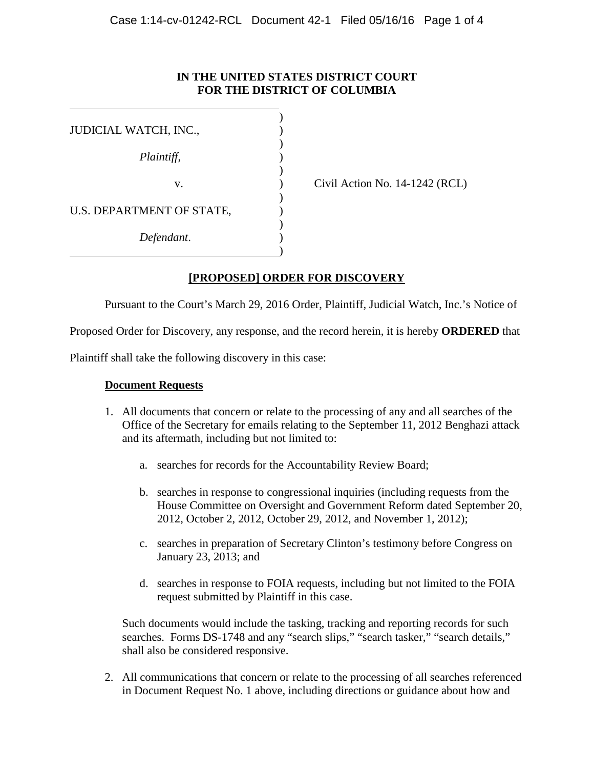**IN THE UNITED STATES DISTRICT COURT**
**FOR THE DISTRICT OF COLUMBIA**

| | |
|---|---|
| JUDICIAL WATCH, INC., | |
| *Plaintiff*, | |
| v. | Civil Action No. 14-1242 (RCL) |
| U.S. DEPARTMENT OF STATE, | |
| *Defendant*. | |

## [PROPOSED] ORDER FOR DISCOVERY

Pursuant to the Court's March 29, 2016 Order, Plaintiff, Judicial Watch, Inc.'s Notice of Proposed Order for Discovery, any response, and the record herein, it is hereby **ORDERED** that Plaintiff shall take the following discovery in this case:

### Document Requests

1. All documents that concern or relate to the processing of any and all searches of the Office of the Secretary for emails relating to the September 11, 2012 Benghazi attack and its aftermath, including but not limited to:

    a. searches for records for the Accountability Review Board;

    b. searches in response to congressional inquiries (including requests from the House Committee on Oversight and Government Reform dated September 20, 2012, October 2, 2012, October 29, 2012, and November 1, 2012);

    c. searches in preparation of Secretary Clinton's testimony before Congress on January 23, 2013; and

    d. searches in response to FOIA requests, including but not limited to the FOIA request submitted by Plaintiff in this case.

    Such documents would include the tasking, tracking and reporting records for such searches. Forms DS-1748 and any "search slips," "search tasker," "search details," shall also be considered responsive.

2. All communications that concern or relate to the processing of all searches referenced in Document Request No. 1 above, including directions or guidance about how and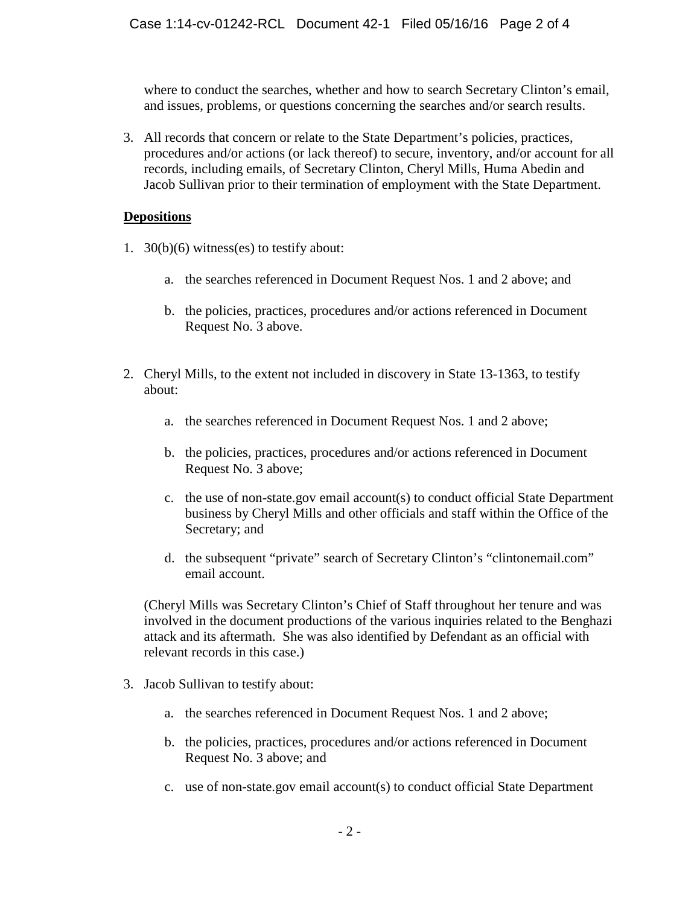where to conduct the searches, whether and how to search Secretary Clinton's email, and issues, problems, or questions concerning the searches and/or search results.

3. All records that concern or relate to the State Department's policies, practices, procedures and/or actions (or lack thereof) to secure, inventory, and/or account for all records, including emails, of Secretary Clinton, Cheryl Mills, Huma Abedin and Jacob Sullivan prior to their termination of employment with the State Department.

**Depositions**

1. 30(b)(6) witness(es) to testify about:

   a. the searches referenced in Document Request Nos. 1 and 2 above; and

   b. the policies, practices, procedures and/or actions referenced in Document Request No. 3 above.

2. Cheryl Mills, to the extent not included in discovery in State 13-1363, to testify about:

   a. the searches referenced in Document Request Nos. 1 and 2 above;

   b. the policies, practices, procedures and/or actions referenced in Document Request No. 3 above;

   c. the use of non-state.gov email account(s) to conduct official State Department business by Cheryl Mills and other officials and staff within the Office of the Secretary; and

   d. the subsequent "private" search of Secretary Clinton's "clintonemail.com" email account.

   (Cheryl Mills was Secretary Clinton's Chief of Staff throughout her tenure and was involved in the document productions of the various inquiries related to the Benghazi attack and its aftermath. She was also identified by Defendant as an official with relevant records in this case.)

3. Jacob Sullivan to testify about:

   a. the searches referenced in Document Request Nos. 1 and 2 above;

   b. the policies, practices, procedures and/or actions referenced in Document Request No. 3 above; and

   c. use of non-state.gov email account(s) to conduct official State Department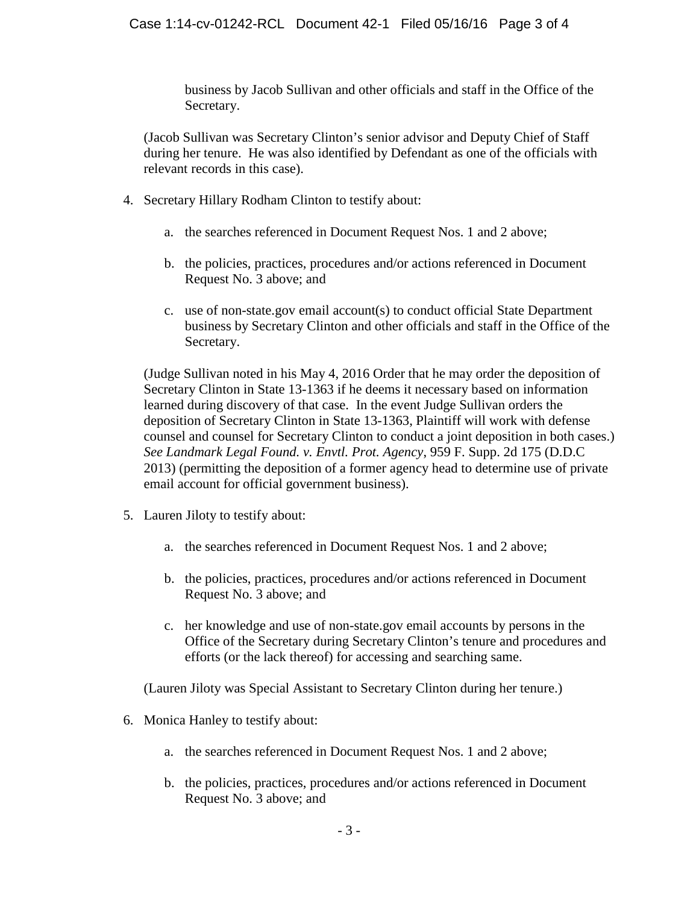business by Jacob Sullivan and other officials and staff in the Office of the Secretary.

(Jacob Sullivan was Secretary Clinton's senior advisor and Deputy Chief of Staff during her tenure. He was also identified by Defendant as one of the officials with relevant records in this case).

4. Secretary Hillary Rodham Clinton to testify about:

   a. the searches referenced in Document Request Nos. 1 and 2 above;

   b. the policies, practices, procedures and/or actions referenced in Document Request No. 3 above; and

   c. use of non-state.gov email account(s) to conduct official State Department business by Secretary Clinton and other officials and staff in the Office of the Secretary.

   (Judge Sullivan noted in his May 4, 2016 Order that he may order the deposition of Secretary Clinton in State 13-1363 if he deems it necessary based on information learned during discovery of that case. In the event Judge Sullivan orders the deposition of Secretary Clinton in State 13-1363, Plaintiff will work with defense counsel and counsel for Secretary Clinton to conduct a joint deposition in both cases.) *See Landmark Legal Found. v. Envtl. Prot. Agency*, 959 F. Supp. 2d 175 (D.D.C 2013) (permitting the deposition of a former agency head to determine use of private email account for official government business).

5. Lauren Jiloty to testify about:

   a. the searches referenced in Document Request Nos. 1 and 2 above;

   b. the policies, practices, procedures and/or actions referenced in Document Request No. 3 above; and

   c. her knowledge and use of non-state.gov email accounts by persons in the Office of the Secretary during Secretary Clinton's tenure and procedures and efforts (or the lack thereof) for accessing and searching same.

   (Lauren Jiloty was Special Assistant to Secretary Clinton during her tenure.)

6. Monica Hanley to testify about:

   a. the searches referenced in Document Request Nos. 1 and 2 above;

   b. the policies, practices, procedures and/or actions referenced in Document Request No. 3 above; and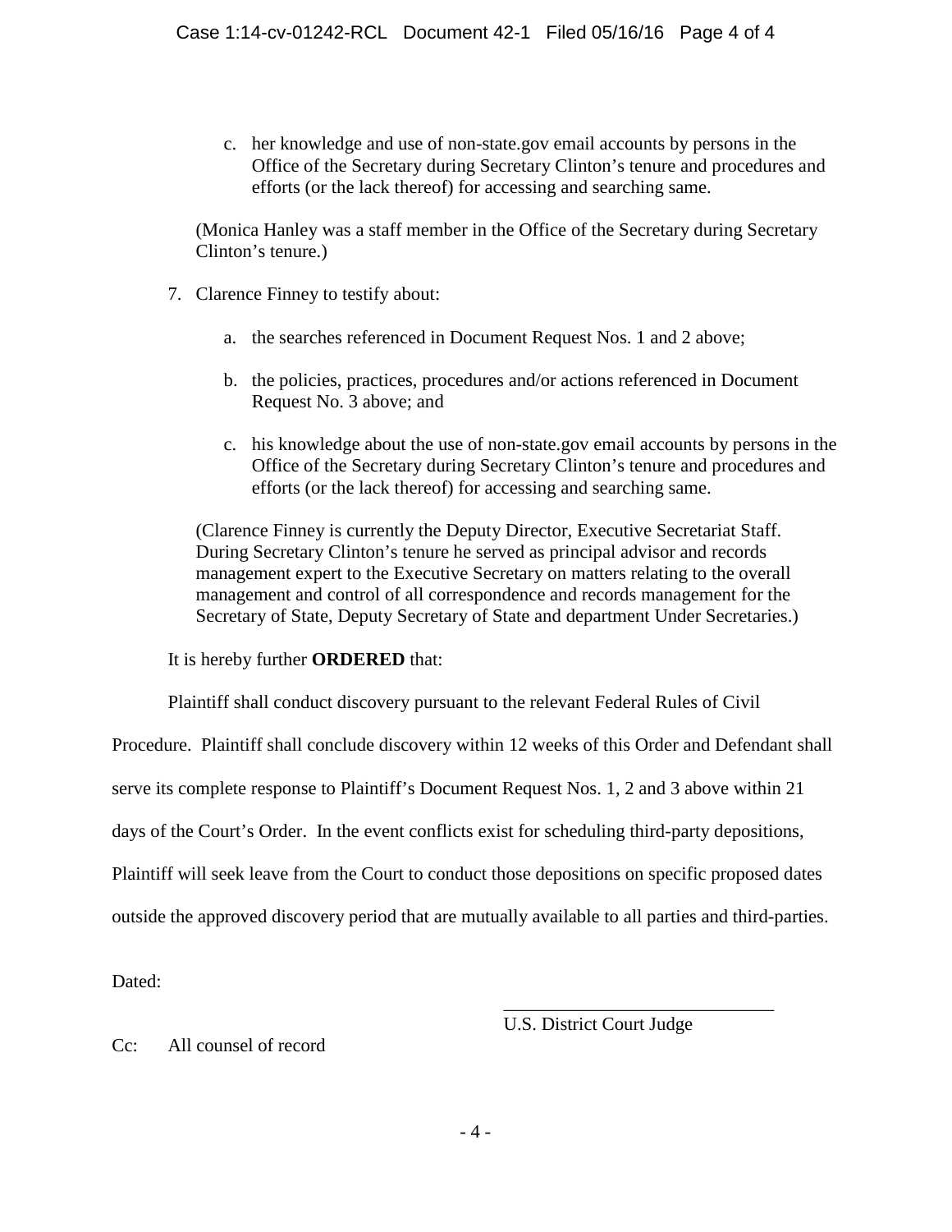c. her knowledge and use of non-state.gov email accounts by persons in the Office of the Secretary during Secretary Clinton's tenure and procedures and efforts (or the lack thereof) for accessing and searching same.

(Monica Hanley was a staff member in the Office of the Secretary during Secretary Clinton's tenure.)

7. Clarence Finney to testify about:

   a. the searches referenced in Document Request Nos. 1 and 2 above;

   b. the policies, practices, procedures and/or actions referenced in Document Request No. 3 above; and

   c. his knowledge about the use of non-state.gov email accounts by persons in the Office of the Secretary during Secretary Clinton's tenure and procedures and efforts (or the lack thereof) for accessing and searching same.

(Clarence Finney is currently the Deputy Director, Executive Secretariat Staff. During Secretary Clinton's tenure he served as principal advisor and records management expert to the Executive Secretary on matters relating to the overall management and control of all correspondence and records management for the Secretary of State, Deputy Secretary of State and department Under Secretaries.)

It is hereby further **ORDERED** that:

Plaintiff shall conduct discovery pursuant to the relevant Federal Rules of Civil Procedure. Plaintiff shall conclude discovery within 12 weeks of this Order and Defendant shall serve its complete response to Plaintiff's Document Request Nos. 1, 2 and 3 above within 21 days of the Court's Order. In the event conflicts exist for scheduling third-party depositions, Plaintiff will seek leave from the Court to conduct those depositions on specific proposed dates outside the approved discovery period that are mutually available to all parties and third-parties.

Dated:

\_\_\_\_\_\_\_\_\_\_\_\_\_\_\_\_\_\_\_\_\_\_\_\_\_\_\_\_\_\_

U.S. District Court Judge

Cc: All counsel of record